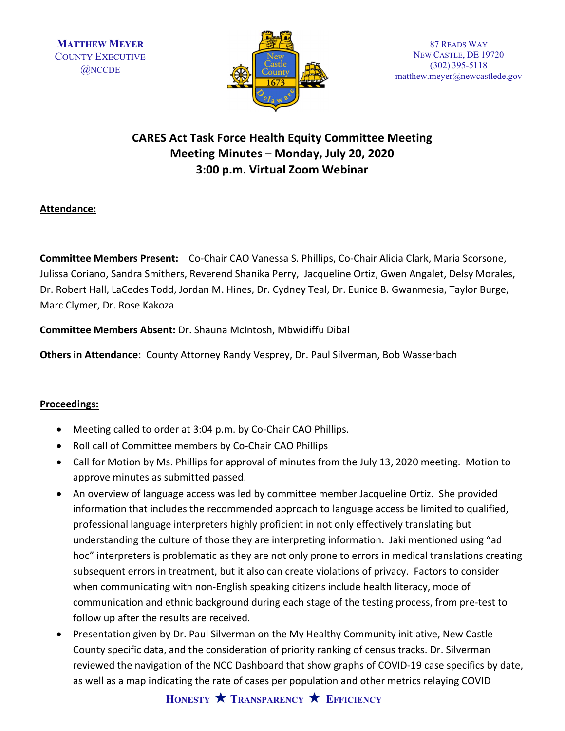MATTHEW MEYER
COUNTY EXECUTIVE
@NCCDE

87 READS WAY
NEW CASTLE, DE 19720
(302) 395-5118
matthew.meyer@newcastlede.gov

# CARES Act Task Force Health Equity Committee Meeting
## Meeting Minutes – Monday, July 20, 2020
## 3:00 p.m. Virtual Zoom Webinar

**Attendance:**

**Committee Members Present:** Co-Chair CAO Vanessa S. Phillips, Co-Chair Alicia Clark, Maria Scorsone, Julissa Coriano, Sandra Smithers, Reverend Shanika Perry, Jacqueline Ortiz, Gwen Angalet, Delsy Morales, Dr. Robert Hall, LaCedes Todd, Jordan M. Hines, Dr. Cydney Teal, Dr. Eunice B. Gwanmesia, Taylor Burge, Marc Clymer, Dr. Rose Kakoza

**Committee Members Absent:** Dr. Shauna McIntosh, Mbwidiffu Dibal

**Others in Attendance**: County Attorney Randy Vesprey, Dr. Paul Silverman, Bob Wasserbach

**Proceedings:**

- Meeting called to order at 3:04 p.m. by Co-Chair CAO Phillips.
- Roll call of Committee members by Co-Chair CAO Phillips
- Call for Motion by Ms. Phillips for approval of minutes from the July 13, 2020 meeting. Motion to approve minutes as submitted passed.
- An overview of language access was led by committee member Jacqueline Ortiz. She provided information that includes the recommended approach to language access be limited to qualified, professional language interpreters highly proficient in not only effectively translating but understanding the culture of those they are interpreting information. Jaki mentioned using "ad hoc" interpreters is problematic as they are not only prone to errors in medical translations creating subsequent errors in treatment, but it also can create violations of privacy. Factors to consider when communicating with non-English speaking citizens include health literacy, mode of communication and ethnic background during each stage of the testing process, from pre-test to follow up after the results are received.
- Presentation given by Dr. Paul Silverman on the My Healthy Community initiative, New Castle County specific data, and the consideration of priority ranking of census tracks. Dr. Silverman reviewed the navigation of the NCC Dashboard that show graphs of COVID-19 case specifics by date, as well as a map indicating the rate of cases per population and other metrics relaying COVID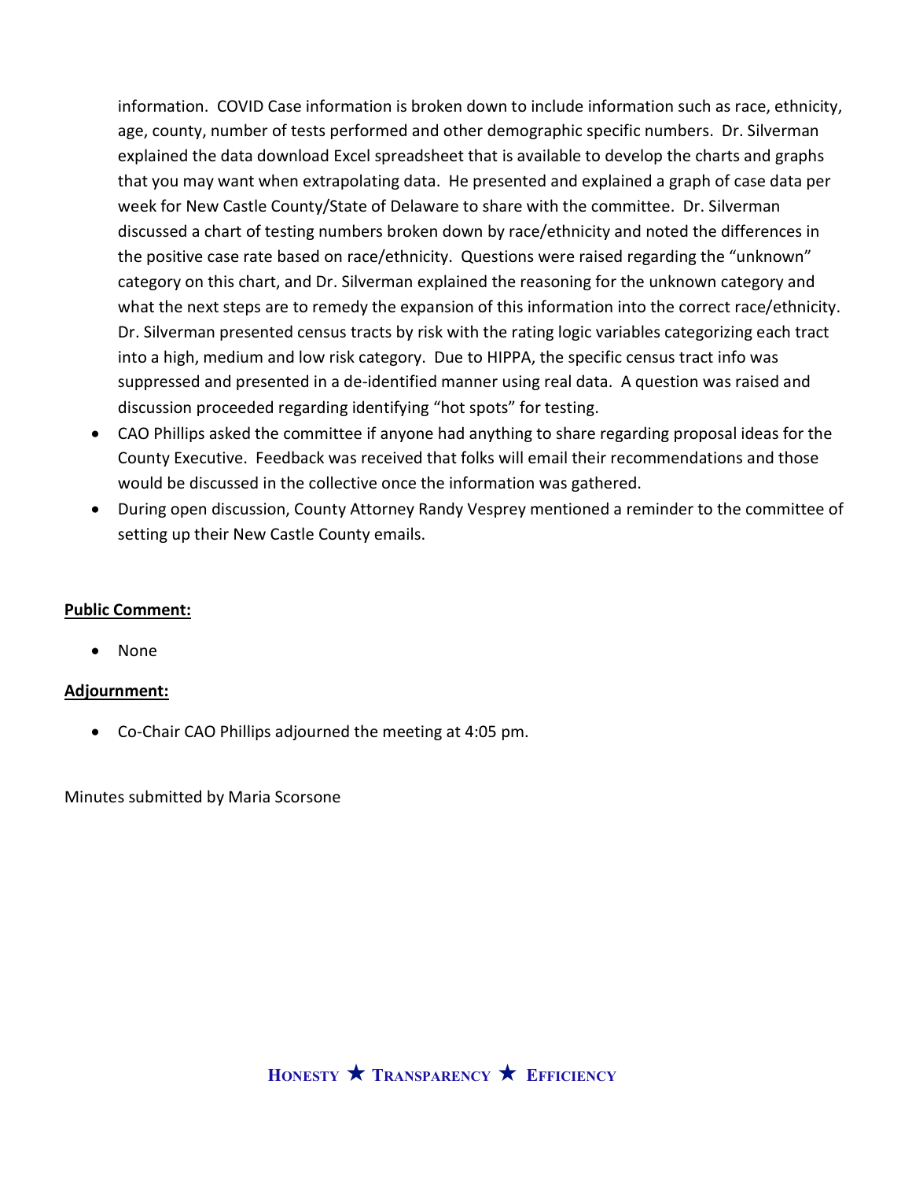information. COVID Case information is broken down to include information such as race, ethnicity, age, county, number of tests performed and other demographic specific numbers. Dr. Silverman explained the data download Excel spreadsheet that is available to develop the charts and graphs that you may want when extrapolating data. He presented and explained a graph of case data per week for New Castle County/State of Delaware to share with the committee. Dr. Silverman discussed a chart of testing numbers broken down by race/ethnicity and noted the differences in the positive case rate based on race/ethnicity. Questions were raised regarding the "unknown" category on this chart, and Dr. Silverman explained the reasoning for the unknown category and what the next steps are to remedy the expansion of this information into the correct race/ethnicity. Dr. Silverman presented census tracts by risk with the rating logic variables categorizing each tract into a high, medium and low risk category. Due to HIPPA, the specific census tract info was suppressed and presented in a de-identified manner using real data. A question was raised and discussion proceeded regarding identifying "hot spots" for testing.

- CAO Phillips asked the committee if anyone had anything to share regarding proposal ideas for the County Executive. Feedback was received that folks will email their recommendations and those would be discussed in the collective once the information was gathered.
- During open discussion, County Attorney Randy Vesprey mentioned a reminder to the committee of setting up their New Castle County emails.

**Public Comment:**

- None

**Adjournment:**

- Co-Chair CAO Phillips adjourned the meeting at 4:05 pm.

Minutes submitted by Maria Scorsone